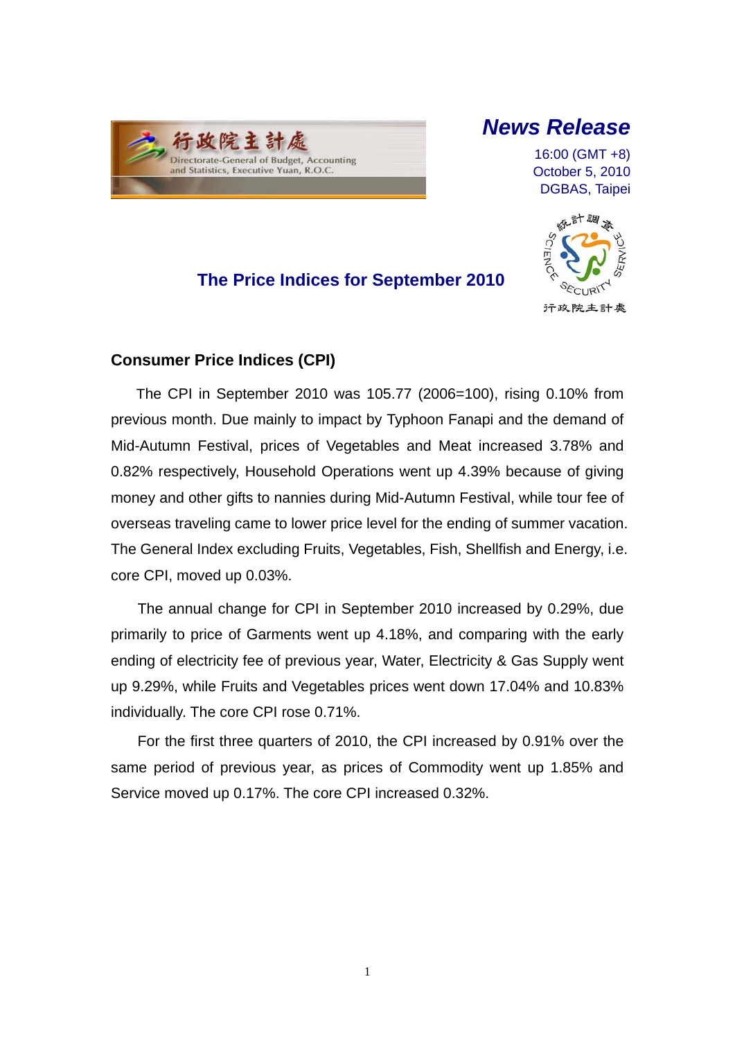行政院主計處
Directorate-General of Budget, Accounting and Statistics, Executive Yuan, R.O.C.

**News Release**

16:00 (GMT +8)
October 5, 2010
DGBAS, Taipei

# The Price Indices for September 2010

## Consumer Price Indices (CPI)

The CPI in September 2010 was 105.77 (2006=100), rising 0.10% from previous month. Due mainly to impact by Typhoon Fanapi and the demand of Mid-Autumn Festival, prices of Vegetables and Meat increased 3.78% and 0.82% respectively, Household Operations went up 4.39% because of giving money and other gifts to nannies during Mid-Autumn Festival, while tour fee of overseas traveling came to lower price level for the ending of summer vacation. The General Index excluding Fruits, Vegetables, Fish, Shellfish and Energy, i.e. core CPI, moved up 0.03%.

The annual change for CPI in September 2010 increased by 0.29%, due primarily to price of Garments went up 4.18%, and comparing with the early ending of electricity fee of previous year, Water, Electricity & Gas Supply went up 9.29%, while Fruits and Vegetables prices went down 17.04% and 10.83% individually. The core CPI rose 0.71%.

For the first three quarters of 2010, the CPI increased by 0.91% over the same period of previous year, as prices of Commodity went up 1.85% and Service moved up 0.17%. The core CPI increased 0.32%.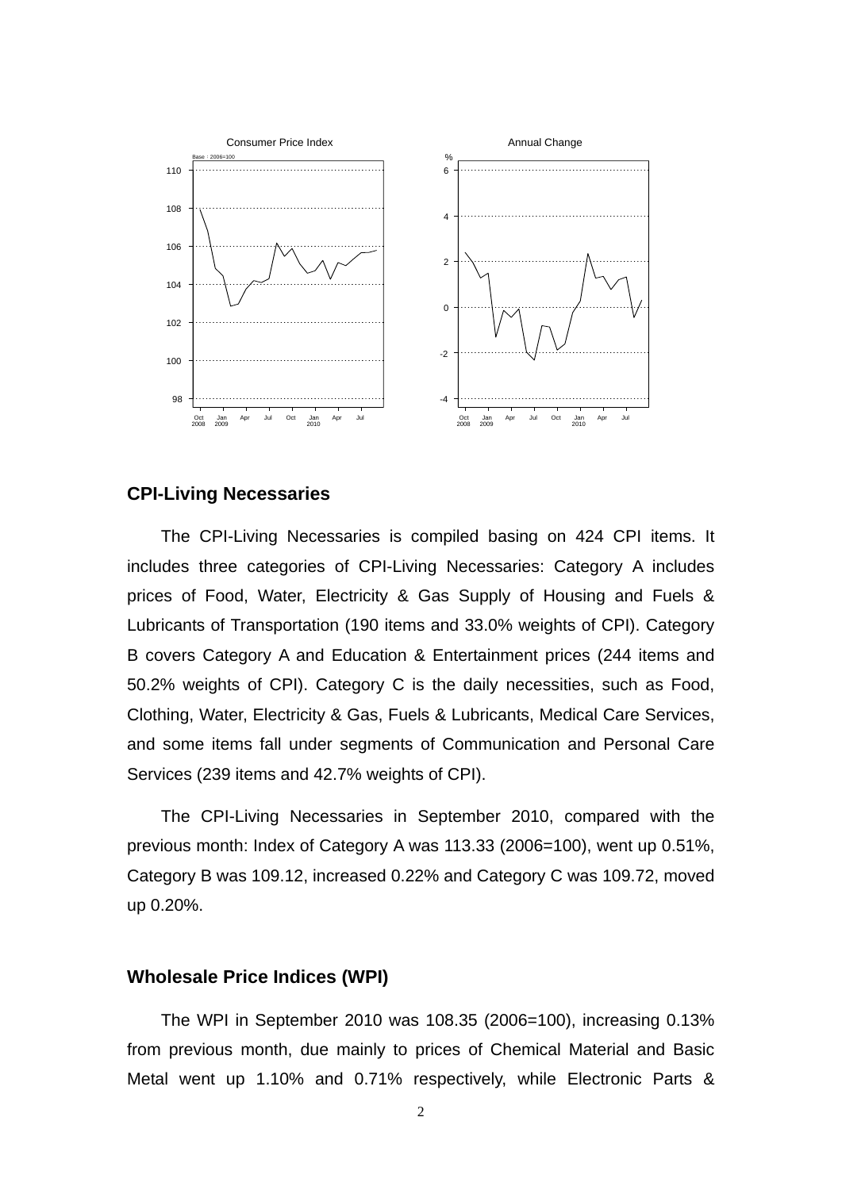## CPI-Living Necessaries

The CPI-Living Necessaries is compiled basing on 424 CPI items. It includes three categories of CPI-Living Necessaries: Category A includes prices of Food, Water, Electricity & Gas Supply of Housing and Fuels & Lubricants of Transportation (190 items and 33.0% weights of CPI). Category B covers Category A and Education & Entertainment prices (244 items and 50.2% weights of CPI). Category C is the daily necessities, such as Food, Clothing, Water, Electricity & Gas, Fuels & Lubricants, Medical Care Services, and some items fall under segments of Communication and Personal Care Services (239 items and 42.7% weights of CPI).

The CPI-Living Necessaries in September 2010, compared with the previous month: Index of Category A was 113.33 (2006=100), went up 0.51%, Category B was 109.12, increased 0.22% and Category C was 109.72, moved up 0.20%.

## Wholesale Price Indices (WPI)

The WPI in September 2010 was 108.35 (2006=100), increasing 0.13% from previous month, due mainly to prices of Chemical Material and Basic Metal went up 1.10% and 0.71% respectively, while Electronic Parts &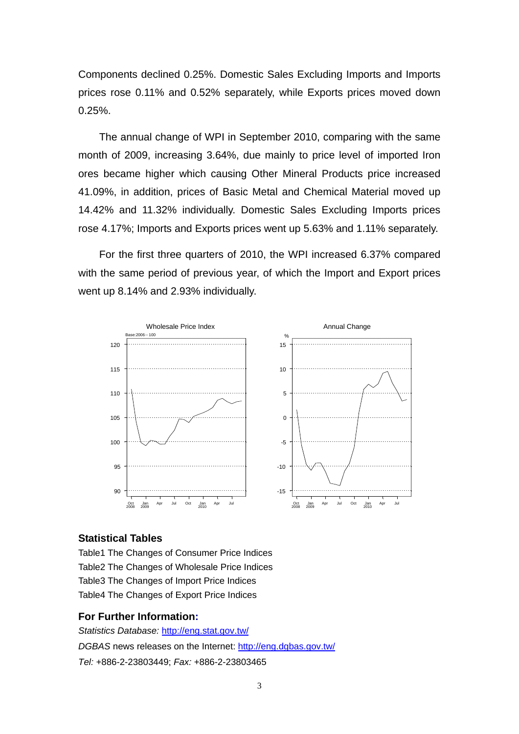Components declined 0.25%. Domestic Sales Excluding Imports and Imports prices rose 0.11% and 0.52% separately, while Exports prices moved down 0.25%.

The annual change of WPI in September 2010, comparing with the same month of 2009, increasing 3.64%, due mainly to price level of imported Iron ores became higher which causing Other Mineral Products price increased 41.09%, in addition, prices of Basic Metal and Chemical Material moved up 14.42% and 11.32% individually. Domestic Sales Excluding Imports prices rose 4.17%; Imports and Exports prices went up 5.63% and 1.11% separately.

For the first three quarters of 2010, the WPI increased 6.37% compared with the same period of previous year, of which the Import and Export prices went up 8.14% and 2.93% individually.

## Statistical Tables

Table1 The Changes of Consumer Price Indices
Table2 The Changes of Wholesale Price Indices
Table3 The Changes of Import Price Indices
Table4 The Changes of Export Price Indices

## For Further Information:

*Statistics Database:* http://eng.stat.gov.tw/
*DGBAS* news releases on the Internet: http://eng.dgbas.gov.tw/
*Tel:* +886-2-23803449; *Fax:* +886-2-23803465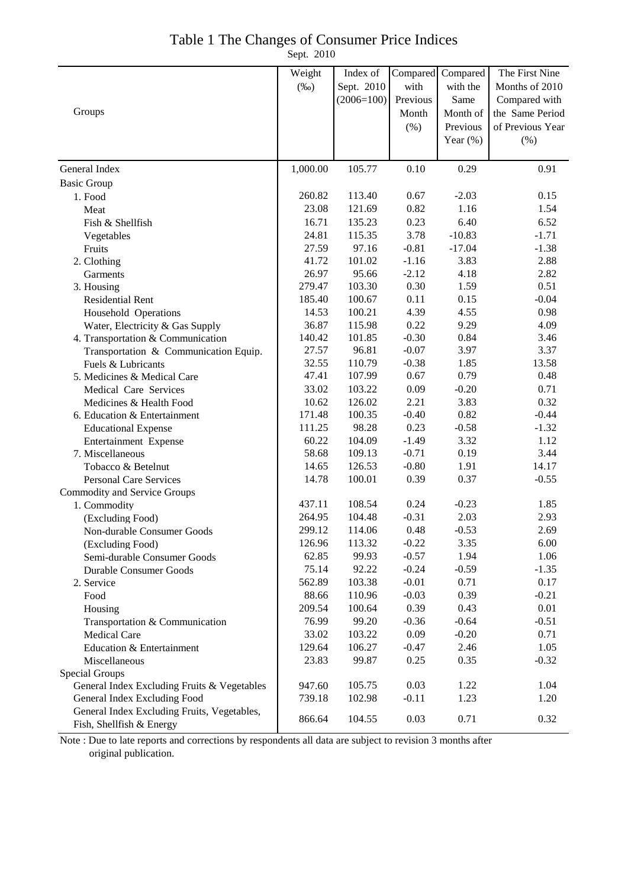# Table 1 The Changes of Consumer Price Indices

Sept. 2010

| Groups | Weight (‰) | Index of Sept. 2010 (2006=100) | Compared with Previous Month (%) | Compared with the Same Month of Previous Year (%) | The First Nine Months of 2010 Compared with the Same Period of Previous Year (%) |
|---|---|---|---|---|---|
| General Index | 1,000.00 | 105.77 | 0.10 | 0.29 | 0.91 |
| Basic Group | | | | | |
| 1. Food | 260.82 | 113.40 | 0.67 | -2.03 | 0.15 |
| Meat | 23.08 | 121.69 | 0.82 | 1.16 | 1.54 |
| Fish & Shellfish | 16.71 | 135.23 | 0.23 | 6.40 | 6.52 |
| Vegetables | 24.81 | 115.35 | 3.78 | -10.83 | -1.71 |
| Fruits | 27.59 | 97.16 | -0.81 | -17.04 | -1.38 |
| 2. Clothing | 41.72 | 101.02 | -1.16 | 3.83 | 2.88 |
| Garments | 26.97 | 95.66 | -2.12 | 4.18 | 2.82 |
| 3. Housing | 279.47 | 103.30 | 0.30 | 1.59 | 0.51 |
| Residential Rent | 185.40 | 100.67 | 0.11 | 0.15 | -0.04 |
| Household Operations | 14.53 | 100.21 | 4.39 | 4.55 | 0.98 |
| Water, Electricity & Gas Supply | 36.87 | 115.98 | 0.22 | 9.29 | 4.09 |
| 4. Transportation & Communication | 140.42 | 101.85 | -0.30 | 0.84 | 3.46 |
| Transportation & Communication Equip. | 27.57 | 96.81 | -0.07 | 3.97 | 3.37 |
| Fuels & Lubricants | 32.55 | 110.79 | -0.38 | 1.85 | 13.58 |
| 5. Medicines & Medical Care | 47.41 | 107.99 | 0.67 | 0.79 | 0.48 |
| Medical Care Services | 33.02 | 103.22 | 0.09 | -0.20 | 0.71 |
| Medicines & Health Food | 10.62 | 126.02 | 2.21 | 3.83 | 0.32 |
| 6. Education & Entertainment | 171.48 | 100.35 | -0.40 | 0.82 | -0.44 |
| Educational Expense | 111.25 | 98.28 | 0.23 | -0.58 | -1.32 |
| Entertainment Expense | 60.22 | 104.09 | -1.49 | 3.32 | 1.12 |
| 7. Miscellaneous | 58.68 | 109.13 | -0.71 | 0.19 | 3.44 |
| Tobacco & Betelnut | 14.65 | 126.53 | -0.80 | 1.91 | 14.17 |
| Personal Care Services | 14.78 | 100.01 | 0.39 | 0.37 | -0.55 |
| Commodity and Service Groups | | | | | |
| 1. Commodity | 437.11 | 108.54 | 0.24 | -0.23 | 1.85 |
| (Excluding Food) | 264.95 | 104.48 | -0.31 | 2.03 | 2.93 |
| Non-durable Consumer Goods | 299.12 | 114.06 | 0.48 | -0.53 | 2.69 |
| (Excluding Food) | 126.96 | 113.32 | -0.22 | 3.35 | 6.00 |
| Semi-durable Consumer Goods | 62.85 | 99.93 | -0.57 | 1.94 | 1.06 |
| Durable Consumer Goods | 75.14 | 92.22 | -0.24 | -0.59 | -1.35 |
| 2. Service | 562.89 | 103.38 | -0.01 | 0.71 | 0.17 |
| Food | 88.66 | 110.96 | -0.03 | 0.39 | -0.21 |
| Housing | 209.54 | 100.64 | 0.39 | 0.43 | 0.01 |
| Transportation & Communication | 76.99 | 99.20 | -0.36 | -0.64 | -0.51 |
| Medical Care | 33.02 | 103.22 | 0.09 | -0.20 | 0.71 |
| Education & Entertainment | 129.64 | 106.27 | -0.47 | 2.46 | 1.05 |
| Miscellaneous | 23.83 | 99.87 | 0.25 | 0.35 | -0.32 |
| Special Groups | | | | | |
| General Index Excluding Fruits & Vegetables | 947.60 | 105.75 | 0.03 | 1.22 | 1.04 |
| General Index Excluding Food | 739.18 | 102.98 | -0.11 | 1.23 | 1.20 |
| General Index Excluding Fruits, Vegetables, Fish, Shellfish & Energy | 866.64 | 104.55 | 0.03 | 0.71 | 0.32 |

Note : Due to late reports and corrections by respondents all data are subject to revision 3 months after original publication.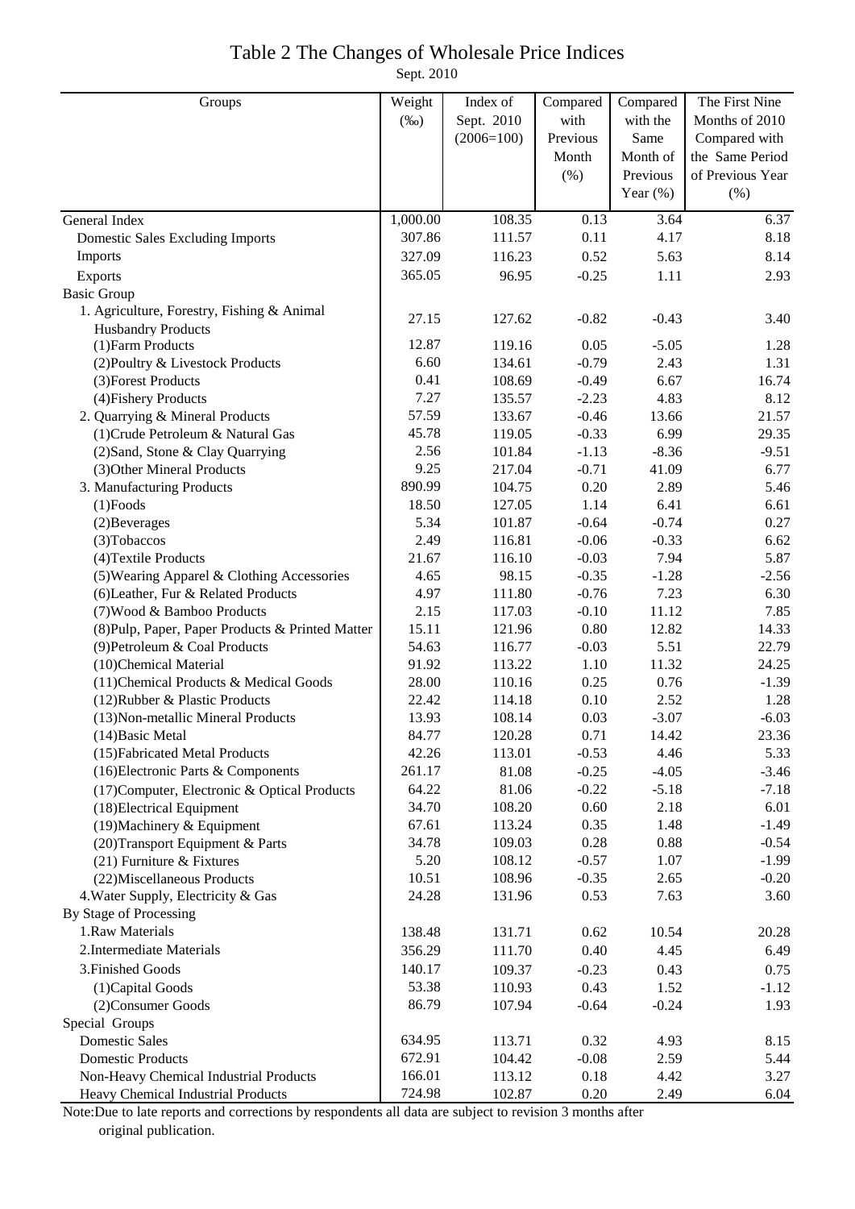# Table 2 The Changes of Wholesale Price Indices

Sept. 2010

| Groups | Weight (‰) | Index of Sept. 2010 (2006=100) | Compared with Previous Month (%) | Compared with the Same Month of Previous Year (%) | The First Nine Months of 2010 Compared with the Same Period of Previous Year (%) |
|---|---|---|---|---|---|
| General Index | 1,000.00 | 108.35 | 0.13 | 3.64 | 6.37 |
| Domestic Sales Excluding Imports | 307.86 | 111.57 | 0.11 | 4.17 | 8.18 |
| Imports | 327.09 | 116.23 | 0.52 | 5.63 | 8.14 |
| Exports | 365.05 | 96.95 | -0.25 | 1.11 | 2.93 |
| Basic Group | | | | | |
| 1. Agriculture, Forestry, Fishing & Animal Husbandry Products | 27.15 | 127.62 | -0.82 | -0.43 | 3.40 |
| (1)Farm Products | 12.87 | 119.16 | 0.05 | -5.05 | 1.28 |
| (2)Poultry & Livestock Products | 6.60 | 134.61 | -0.79 | 2.43 | 1.31 |
| (3)Forest Products | 0.41 | 108.69 | -0.49 | 6.67 | 16.74 |
| (4)Fishery Products | 7.27 | 135.57 | -2.23 | 4.83 | 8.12 |
| 2. Quarrying & Mineral Products | 57.59 | 133.67 | -0.46 | 13.66 | 21.57 |
| (1)Crude Petroleum & Natural Gas | 45.78 | 119.05 | -0.33 | 6.99 | 29.35 |
| (2)Sand, Stone & Clay Quarrying | 2.56 | 101.84 | -1.13 | -8.36 | -9.51 |
| (3)Other Mineral Products | 9.25 | 217.04 | -0.71 | 41.09 | 6.77 |
| 3. Manufacturing Products | 890.99 | 104.75 | 0.20 | 2.89 | 5.46 |
| (1)Foods | 18.50 | 127.05 | 1.14 | 6.41 | 6.61 |
| (2)Beverages | 5.34 | 101.87 | -0.64 | -0.74 | 0.27 |
| (3)Tobaccos | 2.49 | 116.81 | -0.06 | -0.33 | 6.62 |
| (4)Textile Products | 21.67 | 116.10 | -0.03 | 7.94 | 5.87 |
| (5)Wearing Apparel & Clothing Accessories | 4.65 | 98.15 | -0.35 | -1.28 | -2.56 |
| (6)Leather, Fur & Related Products | 4.97 | 111.80 | -0.76 | 7.23 | 6.30 |
| (7)Wood & Bamboo Products | 2.15 | 117.03 | -0.10 | 11.12 | 7.85 |
| (8)Pulp, Paper, Paper Products & Printed Matter | 15.11 | 121.96 | 0.80 | 12.82 | 14.33 |
| (9)Petroleum & Coal Products | 54.63 | 116.77 | -0.03 | 5.51 | 22.79 |
| (10)Chemical Material | 91.92 | 113.22 | 1.10 | 11.32 | 24.25 |
| (11)Chemical Products & Medical Goods | 28.00 | 110.16 | 0.25 | 0.76 | -1.39 |
| (12)Rubber & Plastic Products | 22.42 | 114.18 | 0.10 | 2.52 | 1.28 |
| (13)Non-metallic Mineral Products | 13.93 | 108.14 | 0.03 | -3.07 | -6.03 |
| (14)Basic Metal | 84.77 | 120.28 | 0.71 | 14.42 | 23.36 |
| (15)Fabricated Metal Products | 42.26 | 113.01 | -0.53 | 4.46 | 5.33 |
| (16)Electronic Parts & Components | 261.17 | 81.08 | -0.25 | -4.05 | -3.46 |
| (17)Computer, Electronic & Optical Products | 64.22 | 81.06 | -0.22 | -5.18 | -7.18 |
| (18)Electrical Equipment | 34.70 | 108.20 | 0.60 | 2.18 | 6.01 |
| (19)Machinery & Equipment | 67.61 | 113.24 | 0.35 | 1.48 | -1.49 |
| (20)Transport Equipment & Parts | 34.78 | 109.03 | 0.28 | 0.88 | -0.54 |
| (21) Furniture & Fixtures | 5.20 | 108.12 | -0.57 | 1.07 | -1.99 |
| (22)Miscellaneous Products | 10.51 | 108.96 | -0.35 | 2.65 | -0.20 |
| 4.Water Supply, Electricity & Gas | 24.28 | 131.96 | 0.53 | 7.63 | 3.60 |
| By Stage of Processing | | | | | |
| 1.Raw Materials | 138.48 | 131.71 | 0.62 | 10.54 | 20.28 |
| 2.Intermediate Materials | 356.29 | 111.70 | 0.40 | 4.45 | 6.49 |
| 3.Finished Goods | 140.17 | 109.37 | -0.23 | 0.43 | 0.75 |
| (1)Capital Goods | 53.38 | 110.93 | 0.43 | 1.52 | -1.12 |
| (2)Consumer Goods | 86.79 | 107.94 | -0.64 | -0.24 | 1.93 |
| Special Groups | | | | | |
| Domestic Sales | 634.95 | 113.71 | 0.32 | 4.93 | 8.15 |
| Domestic Products | 672.91 | 104.42 | -0.08 | 2.59 | 5.44 |
| Non-Heavy Chemical Industrial Products | 166.01 | 113.12 | 0.18 | 4.42 | 3.27 |
| Heavy Chemical Industrial Products | 724.98 | 102.87 | 0.20 | 2.49 | 6.04 |

Note:Due to late reports and corrections by respondents all data are subject to revision 3 months after original publication.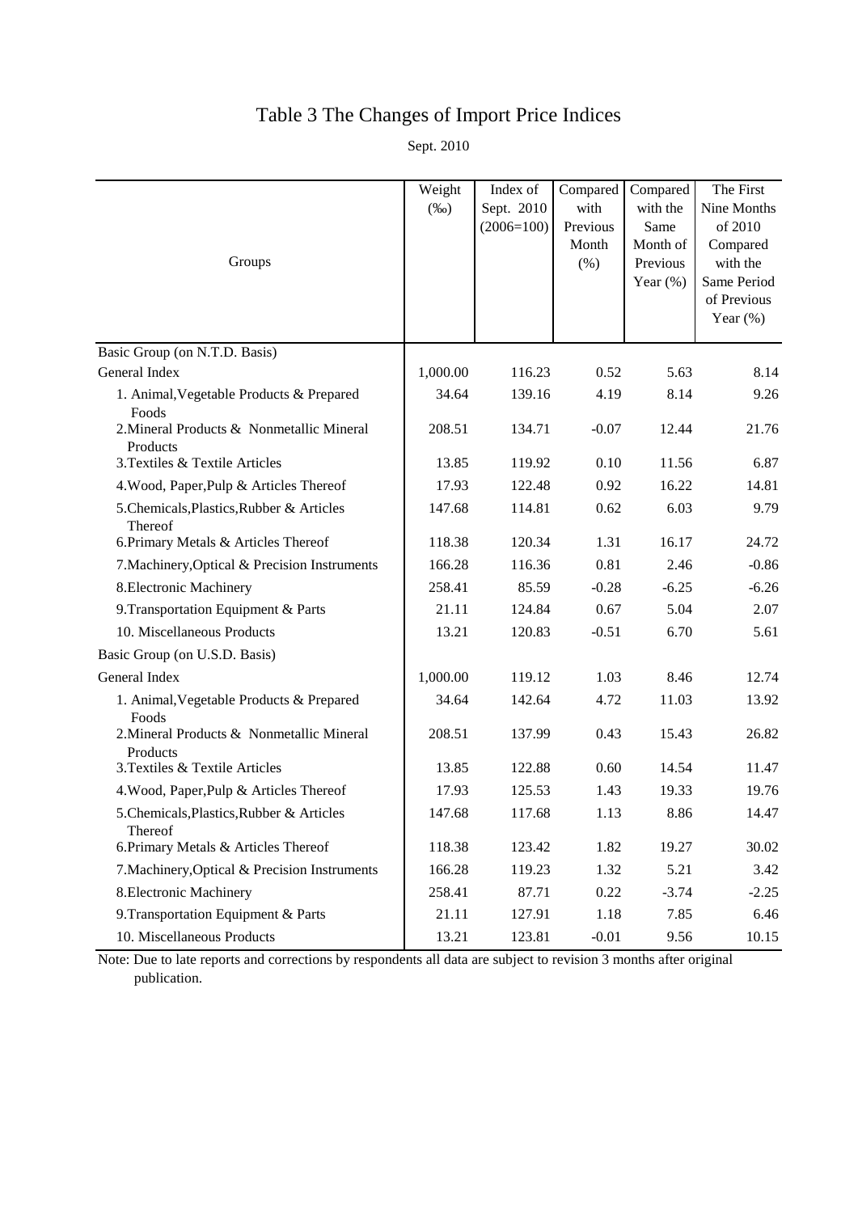# Table 3 The Changes of Import Price Indices

Sept. 2010

| Groups | Weight (‰) | Index of Sept. 2010 (2006=100) | Compared with Previous Month (%) | Compared with the Same Month of Previous Year (%) | The First Nine Months of 2010 Compared with the Same Period of Previous Year (%) |
|---|---|---|---|---|---|
| Basic Group (on N.T.D. Basis) | | | | | |
| General Index | 1,000.00 | 116.23 | 0.52 | 5.63 | 8.14 |
| 1. Animal,Vegetable Products & Prepared Foods | 34.64 | 139.16 | 4.19 | 8.14 | 9.26 |
| 2.Mineral Products & Nonmetallic Mineral Products | 208.51 | 134.71 | -0.07 | 12.44 | 21.76 |
| 3.Textiles & Textile Articles | 13.85 | 119.92 | 0.10 | 11.56 | 6.87 |
| 4.Wood, Paper,Pulp & Articles Thereof | 17.93 | 122.48 | 0.92 | 16.22 | 14.81 |
| 5.Chemicals,Plastics,Rubber & Articles Thereof | 147.68 | 114.81 | 0.62 | 6.03 | 9.79 |
| 6.Primary Metals & Articles Thereof | 118.38 | 120.34 | 1.31 | 16.17 | 24.72 |
| 7.Machinery,Optical & Precision Instruments | 166.28 | 116.36 | 0.81 | 2.46 | -0.86 |
| 8.Electronic Machinery | 258.41 | 85.59 | -0.28 | -6.25 | -6.26 |
| 9.Transportation Equipment & Parts | 21.11 | 124.84 | 0.67 | 5.04 | 2.07 |
| 10. Miscellaneous Products | 13.21 | 120.83 | -0.51 | 6.70 | 5.61 |
| Basic Group (on U.S.D. Basis) | | | | | |
| General Index | 1,000.00 | 119.12 | 1.03 | 8.46 | 12.74 |
| 1. Animal,Vegetable Products & Prepared Foods | 34.64 | 142.64 | 4.72 | 11.03 | 13.92 |
| 2.Mineral Products & Nonmetallic Mineral Products | 208.51 | 137.99 | 0.43 | 15.43 | 26.82 |
| 3.Textiles & Textile Articles | 13.85 | 122.88 | 0.60 | 14.54 | 11.47 |
| 4.Wood, Paper,Pulp & Articles Thereof | 17.93 | 125.53 | 1.43 | 19.33 | 19.76 |
| 5.Chemicals,Plastics,Rubber & Articles Thereof | 147.68 | 117.68 | 1.13 | 8.86 | 14.47 |
| 6.Primary Metals & Articles Thereof | 118.38 | 123.42 | 1.82 | 19.27 | 30.02 |
| 7.Machinery,Optical & Precision Instruments | 166.28 | 119.23 | 1.32 | 5.21 | 3.42 |
| 8.Electronic Machinery | 258.41 | 87.71 | 0.22 | -3.74 | -2.25 |
| 9.Transportation Equipment & Parts | 21.11 | 127.91 | 1.18 | 7.85 | 6.46 |
| 10. Miscellaneous Products | 13.21 | 123.81 | -0.01 | 9.56 | 10.15 |

Note: Due to late reports and corrections by respondents all data are subject to revision 3 months after original publication.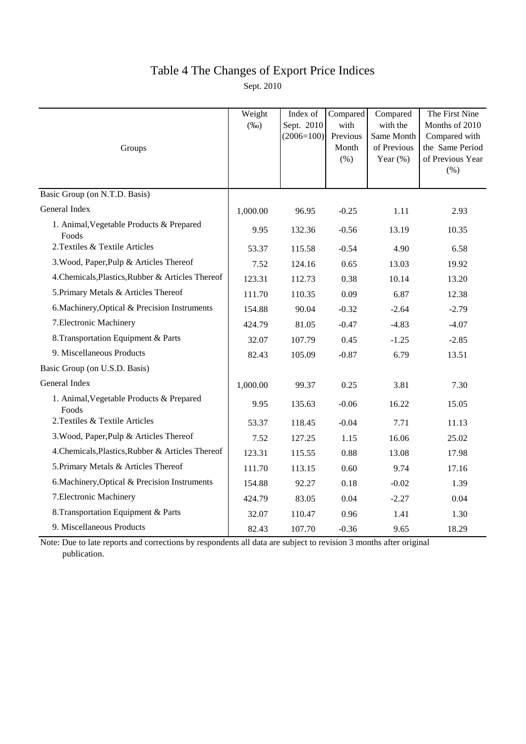# Table 4 The Changes of Export Price Indices

Sept. 2010

| Groups | Weight (‰) | Index of Sept. 2010 (2006=100) | Compared with Previous Month (%) | Compared with the Same Month of Previous Year (%) | The First Nine Months of 2010 Compared with the Same Period of Previous Year (%) |
|---|---|---|---|---|---|
| Basic Group (on N.T.D. Basis) | | | | | |
| General Index | 1,000.00 | 96.95 | -0.25 | 1.11 | 2.93 |
| 1. Animal,Vegetable Products & Prepared Foods | 9.95 | 132.36 | -0.56 | 13.19 | 10.35 |
| 2.Textiles & Textile Articles | 53.37 | 115.58 | -0.54 | 4.90 | 6.58 |
| 3.Wood, Paper,Pulp & Articles Thereof | 7.52 | 124.16 | 0.65 | 13.03 | 19.92 |
| 4.Chemicals,Plastics,Rubber & Articles Thereof | 123.31 | 112.73 | 0.38 | 10.14 | 13.20 |
| 5.Primary Metals & Articles Thereof | 111.70 | 110.35 | 0.09 | 6.87 | 12.38 |
| 6.Machinery,Optical & Precision Instruments | 154.88 | 90.04 | -0.32 | -2.64 | -2.79 |
| 7.Electronic Machinery | 424.79 | 81.05 | -0.47 | -4.83 | -4.07 |
| 8.Transportation Equipment & Parts | 32.07 | 107.79 | 0.45 | -1.25 | -2.85 |
| 9. Miscellaneous Products | 82.43 | 105.09 | -0.87 | 6.79 | 13.51 |
| Basic Group (on U.S.D. Basis) | | | | | |
| General Index | 1,000.00 | 99.37 | 0.25 | 3.81 | 7.30 |
| 1. Animal,Vegetable Products & Prepared Foods | 9.95 | 135.63 | -0.06 | 16.22 | 15.05 |
| 2.Textiles & Textile Articles | 53.37 | 118.45 | -0.04 | 7.71 | 11.13 |
| 3.Wood, Paper,Pulp & Articles Thereof | 7.52 | 127.25 | 1.15 | 16.06 | 25.02 |
| 4.Chemicals,Plastics,Rubber & Articles Thereof | 123.31 | 115.55 | 0.88 | 13.08 | 17.98 |
| 5.Primary Metals & Articles Thereof | 111.70 | 113.15 | 0.60 | 9.74 | 17.16 |
| 6.Machinery,Optical & Precision Instruments | 154.88 | 92.27 | 0.18 | -0.02 | 1.39 |
| 7.Electronic Machinery | 424.79 | 83.05 | 0.04 | -2.27 | 0.04 |
| 8.Transportation Equipment & Parts | 32.07 | 110.47 | 0.96 | 1.41 | 1.30 |
| 9. Miscellaneous Products | 82.43 | 107.70 | -0.36 | 9.65 | 18.29 |

Note: Due to late reports and corrections by respondents all data are subject to revision 3 months after original publication.